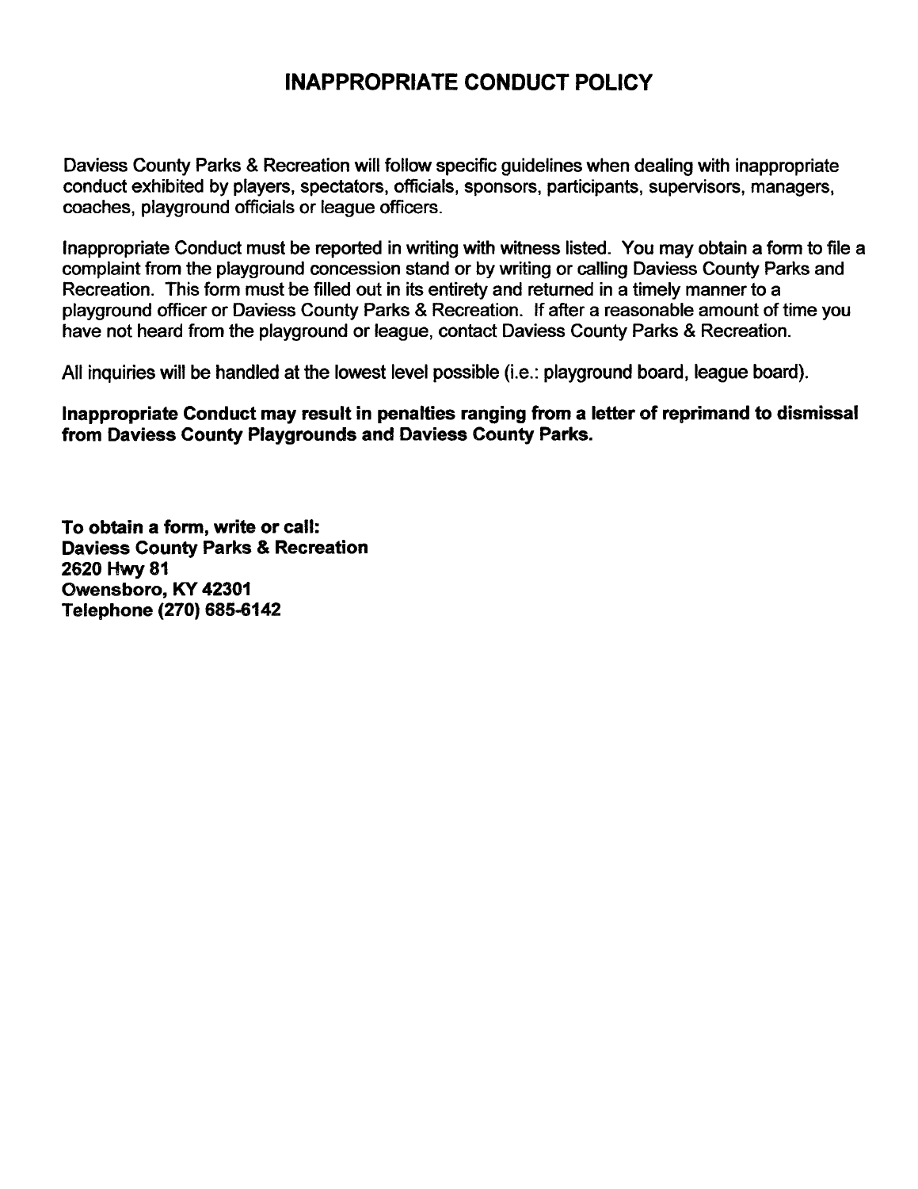# INAPPROPRIATE CONDUCT POLICY

Daviess County Parks & Recreation will follow specific guidelines when dealing with inappropriate conduct exhibited by players, spectators, officials, sponsors, participants, supervisors, managers, coaches, playground officials or league officers.

Inappropriate Conduct must be reported in writing with witness listed. You may obtain a form to file a complaint from the playground concession stand or by writing or calling Daviess County Parks and Recreation. This form must be filled out in its entirety and returned in a timely manner to a playground officer or Daviess County Parks & Recreation. If after a reasonable amount of time you have not heard from the playground or league, contact Daviess County Parks & Recreation.

All inquiries will be handled at the lowest level possible (i.e.: playground board, league board).

**Inappropriate Conduct may result in penalties ranging from a letter of reprimand to dismissal from Daviess County Playgrounds and Daviess County Parks.**

**To obtain a form, write or call:**
**Daviess County Parks & Recreation**
**2620 Hwy 81**
**Owensboro, KY 42301**
**Telephone (270) 685-6142**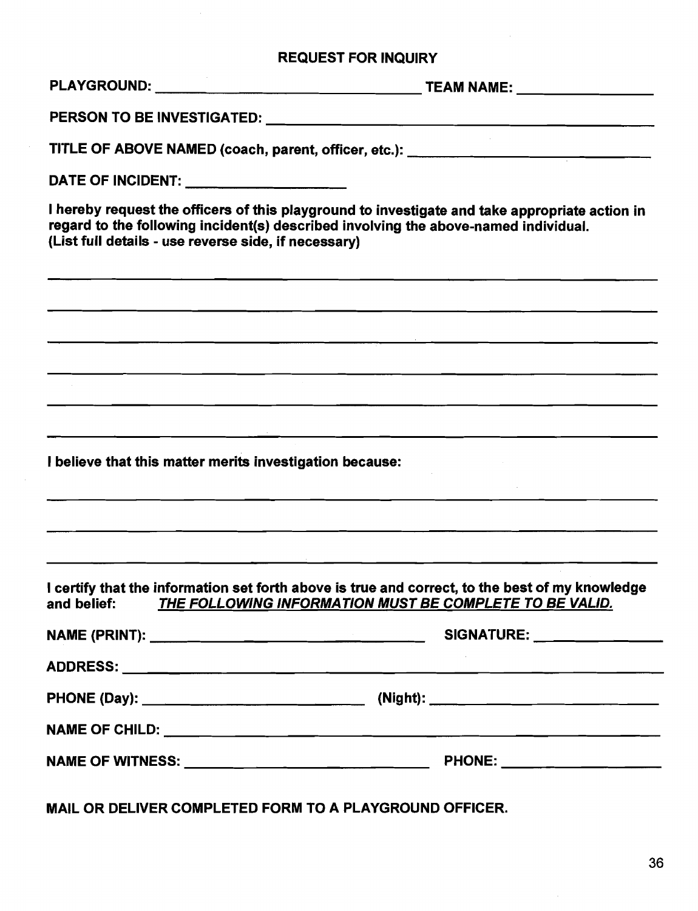## REQUEST FOR INQUIRY

**PLAYGROUND:** ______________________________ **TEAM NAME:** ________________

**PERSON TO BE INVESTIGATED:** ____________________________________________

**TITLE OF ABOVE NAMED (coach, parent, officer, etc.):** ___________________________

**DATE OF INCIDENT:** ____________________

**I hereby request the officers of this playground to investigate and take appropriate action in regard to the following incident(s) described involving the above-named individual. (List full details - use reverse side, if necessary)**

______________________________________________________________________________

______________________________________________________________________________

______________________________________________________________________________

______________________________________________________________________________

______________________________________________________________________________

______________________________________________________________________________

**I believe that this matter merits investigation because:**

______________________________________________________________________________

______________________________________________________________________________

______________________________________________________________________________

**I certify that the information set forth above is true and correct, to the best of my knowledge and belief:** ***<u>THE FOLLOWING INFORMATION MUST BE COMPLETE TO BE VALID.</u>***

**NAME (PRINT):** ________________________________ **SIGNATURE:** ________________

**ADDRESS:** _____________________________________________________________

**PHONE (Day):** ___________________________ **(Night):** ___________________________

**NAME OF CHILD:** _______________________________________________________

**NAME OF WITNESS:** ______________________________ **PHONE:** ____________________

**MAIL OR DELIVER COMPLETED FORM TO A PLAYGROUND OFFICER.**